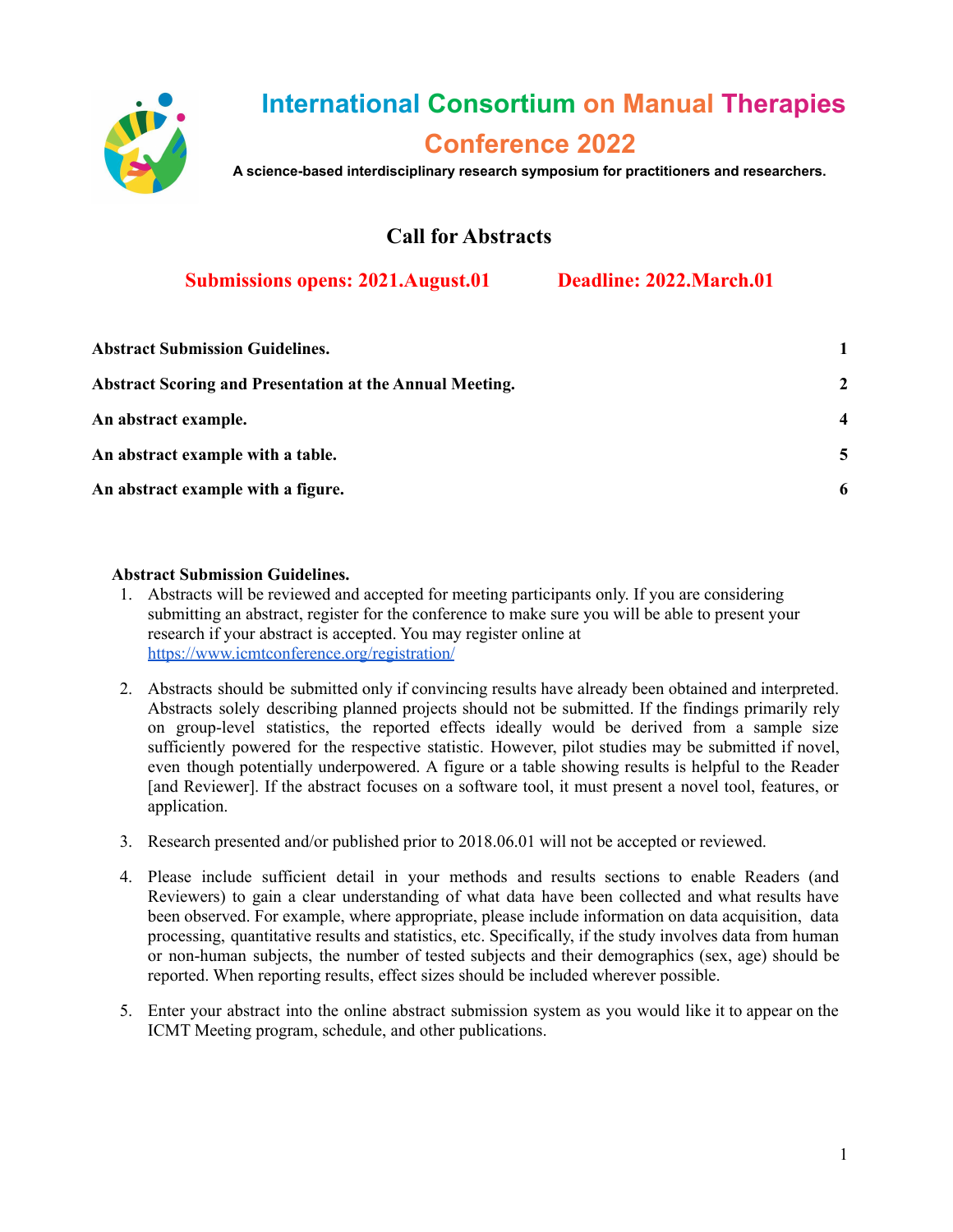# International Consortium on Manual Therapies Conference 2022

**A science-based interdisciplinary research symposium for practitioners and researchers.**

## Call for Abstracts

**Submissions opens: 2021.August.01** **Deadline: 2022.March.01**

| | |
|---|---|
| **Abstract Submission Guidelines.** | **1** |
| **Abstract Scoring and Presentation at the Annual Meeting.** | **2** |
| **An abstract example.** | **4** |
| **An abstract example with a table.** | **5** |
| **An abstract example with a figure.** | **6** |

### Abstract Submission Guidelines.

1. Abstracts will be reviewed and accepted for meeting participants only. If you are considering submitting an abstract, register for the conference to make sure you will be able to present your research if your abstract is accepted. You may register online at https://www.icmtconference.org/registration/

2. Abstracts should be submitted only if convincing results have already been obtained and interpreted. Abstracts solely describing planned projects should not be submitted. If the findings primarily rely on group-level statistics, the reported effects ideally would be derived from a sample size sufficiently powered for the respective statistic. However, pilot studies may be submitted if novel, even though potentially underpowered. A figure or a table showing results is helpful to the Reader [and Reviewer]. If the abstract focuses on a software tool, it must present a novel tool, features, or application.

3. Research presented and/or published prior to 2018.06.01 will not be accepted or reviewed.

4. Please include sufficient detail in your methods and results sections to enable Readers (and Reviewers) to gain a clear understanding of what data have been collected and what results have been observed. For example, where appropriate, please include information on data acquisition, data processing, quantitative results and statistics, etc. Specifically, if the study involves data from human or non-human subjects, the number of tested subjects and their demographics (sex, age) should be reported. When reporting results, effect sizes should be included wherever possible.

5. Enter your abstract into the online abstract submission system as you would like it to appear on the ICMT Meeting program, schedule, and other publications.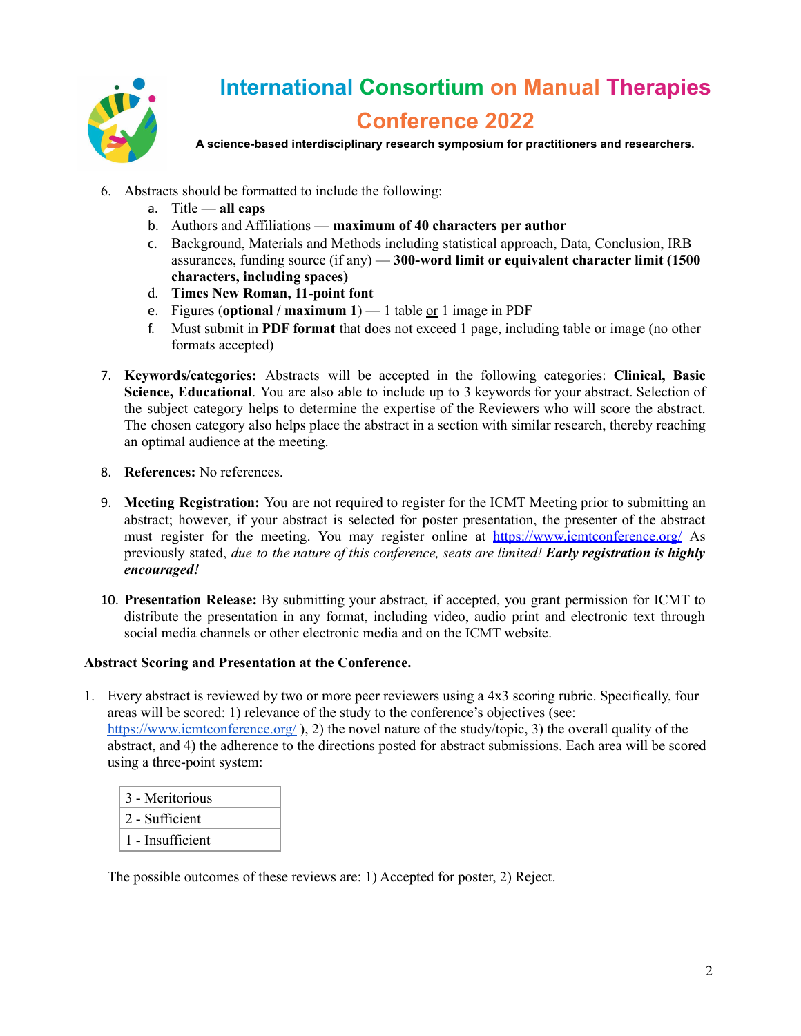6. Abstracts should be formatted to include the following:
    a. Title — **all caps**
    b. Authors and Affiliations — **maximum of 40 characters per author**
    c. Background, Materials and Methods including statistical approach, Data, Conclusion, IRB assurances, funding source (if any) — **300-word limit or equivalent character limit (1500 characters, including spaces)**
    d. **Times New Roman, 11-point font**
    e. Figures (**optional / maximum 1**) — 1 table or 1 image in PDF
    f. Must submit in **PDF format** that does not exceed 1 page, including table or image (no other formats accepted)

7. **Keywords/categories:** Abstracts will be accepted in the following categories: **Clinical, Basic Science, Educational**. You are also able to include up to 3 keywords for your abstract. Selection of the subject category helps to determine the expertise of the Reviewers who will score the abstract. The chosen category also helps place the abstract in a section with similar research, thereby reaching an optimal audience at the meeting.

8. **References:** No references.

9. **Meeting Registration:** You are not required to register for the ICMT Meeting prior to submitting an abstract; however, if your abstract is selected for poster presentation, the presenter of the abstract must register for the meeting. You may register online at https://www.icmtconference.org/ As previously stated, *due to the nature of this conference, seats are limited!* ***Early registration is highly encouraged!***

10. **Presentation Release:** By submitting your abstract, if accepted, you grant permission for ICMT to distribute the presentation in any format, including video, audio print and electronic text through social media channels or other electronic media and on the ICMT website.

**Abstract Scoring and Presentation at the Conference.**

1. Every abstract is reviewed by two or more peer reviewers using a 4x3 scoring rubric. Specifically, four areas will be scored: 1) relevance of the study to the conference's objectives (see: https://www.icmtconference.org/ ), 2) the novel nature of the study/topic, 3) the overall quality of the abstract, and 4) the adherence to the directions posted for abstract submissions. Each area will be scored using a three-point system:

| 3 - Meritorious |
|---|
| 2 - Sufficient |
| 1 - Insufficient |

The possible outcomes of these reviews are: 1) Accepted for poster, 2) Reject.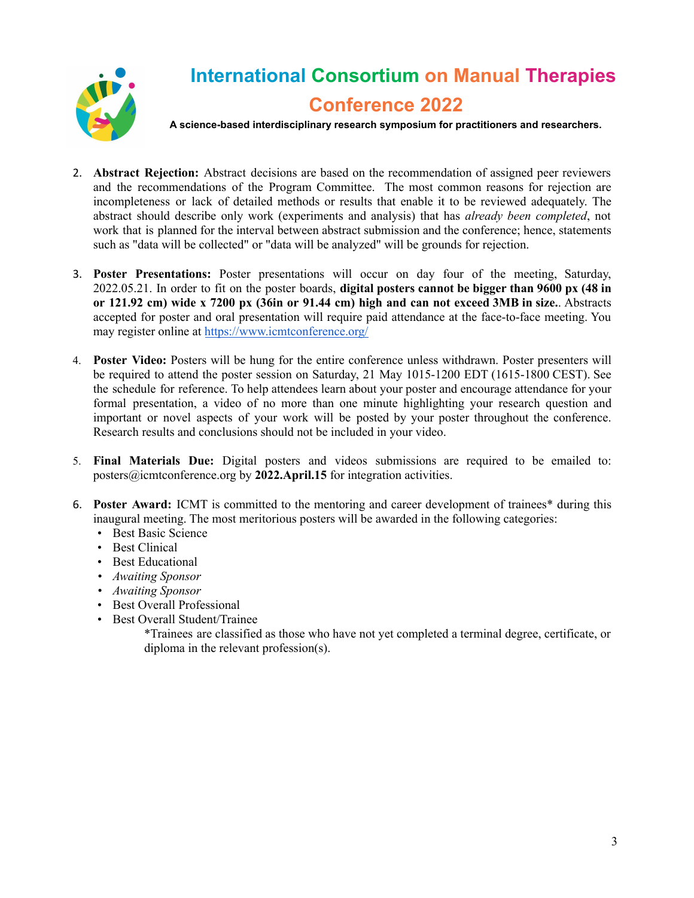2. **Abstract Rejection:** Abstract decisions are based on the recommendation of assigned peer reviewers and the recommendations of the Program Committee. The most common reasons for rejection are incompleteness or lack of detailed methods or results that enable it to be reviewed adequately. The abstract should describe only work (experiments and analysis) that has *already been completed*, not work that is planned for the interval between abstract submission and the conference; hence, statements such as "data will be collected" or "data will be analyzed" will be grounds for rejection.

3. **Poster Presentations:** Poster presentations will occur on day four of the meeting, Saturday, 2022.05.21. In order to fit on the poster boards, **digital posters cannot be bigger than 9600 px (48 in or 121.92 cm) wide x 7200 px (36in or 91.44 cm) high and can not exceed 3MB in size.**. Abstracts accepted for poster and oral presentation will require paid attendance at the face-to-face meeting. You may register online at [https://www.icmtconference.org/](https://www.icmtconference.org/)

4. **Poster Video:** Posters will be hung for the entire conference unless withdrawn. Poster presenters will be required to attend the poster session on Saturday, 21 May 1015-1200 EDT (1615-1800 CEST). See the schedule for reference. To help attendees learn about your poster and encourage attendance for your formal presentation, a video of no more than one minute highlighting your research question and important or novel aspects of your work will be posted by your poster throughout the conference. Research results and conclusions should not be included in your video.

5. **Final Materials Due:** Digital posters and videos submissions are required to be emailed to: posters@icmtconference.org by **2022.April.15** for integration activities.

6. **Poster Award:** ICMT is committed to the mentoring and career development of trainees* during this inaugural meeting. The most meritorious posters will be awarded in the following categories:
   - Best Basic Science
   - Best Clinical
   - Best Educational
   - *Awaiting Sponsor*
   - *Awaiting Sponsor*
   - Best Overall Professional
   - Best Overall Student/Trainee

   *Trainees are classified as those who have not yet completed a terminal degree, certificate, or diploma in the relevant profession(s).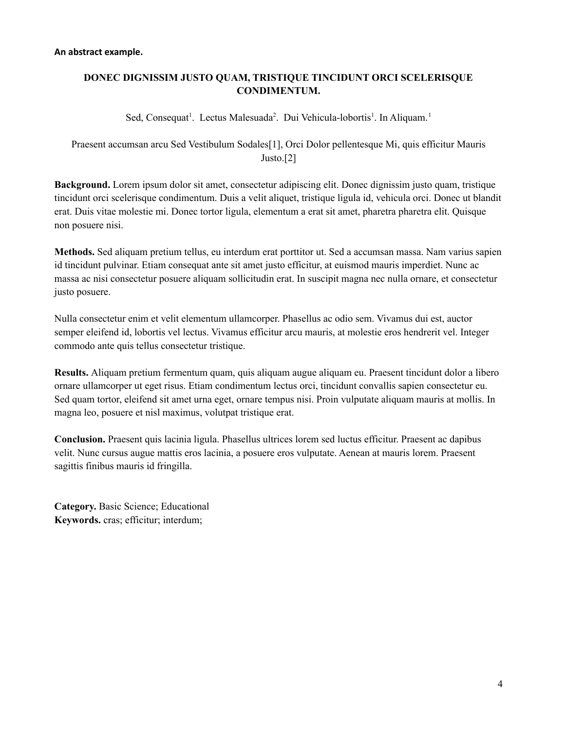**An abstract example.**

## DONEC DIGNISSIM JUSTO QUAM, TRISTIQUE TINCIDUNT ORCI SCELERISQUE CONDIMENTUM.

Sed, Consequat[1]. Lectus Malesuada[2]. Dui Vehicula-lobortis[1]. In Aliquam.[1]

Praesent accumsan arcu Sed Vestibulum Sodales[1], Orci Dolor pellentesque Mi, quis efficitur Mauris Justo.[2]

**Background.** Lorem ipsum dolor sit amet, consectetur adipiscing elit. Donec dignissim justo quam, tristique tincidunt orci scelerisque condimentum. Duis a velit aliquet, tristique ligula id, vehicula orci. Donec ut blandit erat. Duis vitae molestie mi. Donec tortor ligula, elementum a erat sit amet, pharetra pharetra elit. Quisque non posuere nisi.

**Methods.** Sed aliquam pretium tellus, eu interdum erat porttitor ut. Sed a accumsan massa. Nam varius sapien id tincidunt pulvinar. Etiam consequat ante sit amet justo efficitur, at euismod mauris imperdiet. Nunc ac massa ac nisi consectetur posuere aliquam sollicitudin erat. In suscipit magna nec nulla ornare, et consectetur justo posuere.

Nulla consectetur enim et velit elementum ullamcorper. Phasellus ac odio sem. Vivamus dui est, auctor semper eleifend id, lobortis vel lectus. Vivamus efficitur arcu mauris, at molestie eros hendrerit vel. Integer commodo ante quis tellus consectetur tristique.

**Results.** Aliquam pretium fermentum quam, quis aliquam augue aliquam eu. Praesent tincidunt dolor a libero ornare ullamcorper ut eget risus. Etiam condimentum lectus orci, tincidunt convallis sapien consectetur eu. Sed quam tortor, eleifend sit amet urna eget, ornare tempus nisi. Proin vulputate aliquam mauris at mollis. In magna leo, posuere et nisl maximus, volutpat tristique erat.

**Conclusion.** Praesent quis lacinia ligula. Phasellus ultrices lorem sed luctus efficitur. Praesent ac dapibus velit. Nunc cursus augue mattis eros lacinia, a posuere eros vulputate. Aenean at mauris lorem. Praesent sagittis finibus mauris id fringilla.

**Category.** Basic Science; Educational
**Keywords.** cras; efficitur; interdum;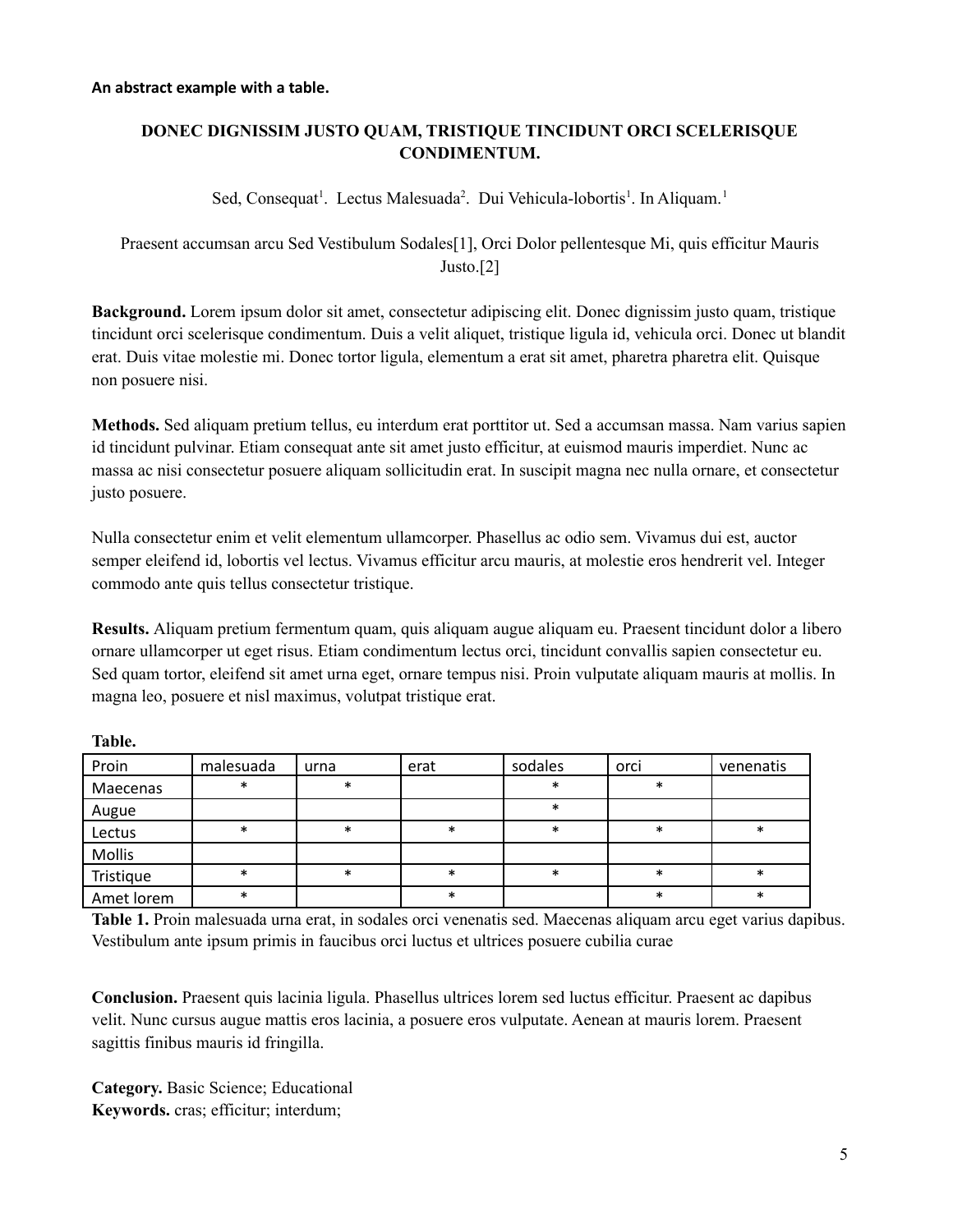**An abstract example with a table.**

## DONEC DIGNISSIM JUSTO QUAM, TRISTIQUE TINCIDUNT ORCI SCELERISQUE CONDIMENTUM.

Sed, Consequat[1]. Lectus Malesuada[2]. Dui Vehicula-lobortis[1]. In Aliquam.[1]

Praesent accumsan arcu Sed Vestibulum Sodales[1], Orci Dolor pellentesque Mi, quis efficitur Mauris Justo.[2]

**Background.** Lorem ipsum dolor sit amet, consectetur adipiscing elit. Donec dignissim justo quam, tristique tincidunt orci scelerisque condimentum. Duis a velit aliquet, tristique ligula id, vehicula orci. Donec ut blandit erat. Duis vitae molestie mi. Donec tortor ligula, elementum a erat sit amet, pharetra pharetra elit. Quisque non posuere nisi.

**Methods.** Sed aliquam pretium tellus, eu interdum erat porttitor ut. Sed a accumsan massa. Nam varius sapien id tincidunt pulvinar. Etiam consequat ante sit amet justo efficitur, at euismod mauris imperdiet. Nunc ac massa ac nisi consectetur posuere aliquam sollicitudin erat. In suscipit magna nec nulla ornare, et consectetur justo posuere.

Nulla consectetur enim et velit elementum ullamcorper. Phasellus ac odio sem. Vivamus dui est, auctor semper eleifend id, lobortis vel lectus. Vivamus efficitur arcu mauris, at molestie eros hendrerit vel. Integer commodo ante quis tellus consectetur tristique.

**Results.** Aliquam pretium fermentum quam, quis aliquam augue aliquam eu. Praesent tincidunt dolor a libero ornare ullamcorper ut eget risus. Etiam condimentum lectus orci, tincidunt convallis sapien consectetur eu. Sed quam tortor, eleifend sit amet urna eget, ornare tempus nisi. Proin vulputate aliquam mauris at mollis. In magna leo, posuere et nisl maximus, volutpat tristique erat.

**Table.**

| Proin | malesuada | urna | erat | sodales | orci | venenatis |
|---|---|---|---|---|---|---|
| Maecenas | * | * | | * | * | |
| Augue | | | | * | | |
| Lectus | * | * | * | * | * | * |
| Mollis | | | | | | |
| Tristique | * | * | * | * | * | * |
| Amet lorem | * | | * | | * | * |

**Table 1.** Proin malesuada urna erat, in sodales orci venenatis sed. Maecenas aliquam arcu eget varius dapibus. Vestibulum ante ipsum primis in faucibus orci luctus et ultrices posuere cubilia curae

**Conclusion.** Praesent quis lacinia ligula. Phasellus ultrices lorem sed luctus efficitur. Praesent ac dapibus velit. Nunc cursus augue mattis eros lacinia, a posuere eros vulputate. Aenean at mauris lorem. Praesent sagittis finibus mauris id fringilla.

**Category.** Basic Science; Educational
**Keywords.** cras; efficitur; interdum;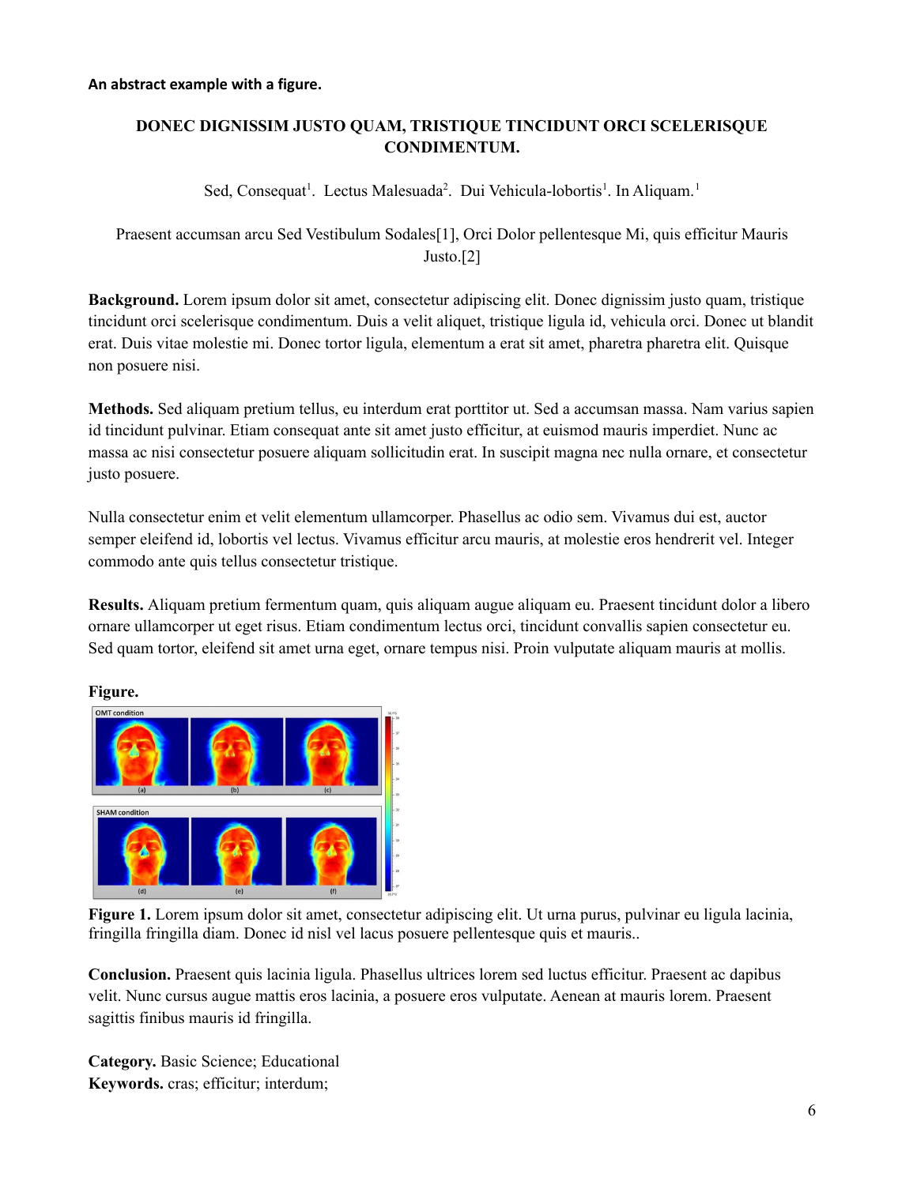**An abstract example with a figure.**

**DONEC DIGNISSIM JUSTO QUAM, TRISTIQUE TINCIDUNT ORCI SCELERISQUE CONDIMENTUM.**

Sed, Consequat[1]. Lectus Malesuada[2]. Dui Vehicula-lobortis[1]. In Aliquam.[1]

Praesent accumsan arcu Sed Vestibulum Sodales[1], Orci Dolor pellentesque Mi, quis efficitur Mauris Justo.[2]

**Background.** Lorem ipsum dolor sit amet, consectetur adipiscing elit. Donec dignissim justo quam, tristique tincidunt orci scelerisque condimentum. Duis a velit aliquet, tristique ligula id, vehicula orci. Donec ut blandit erat. Duis vitae molestie mi. Donec tortor ligula, elementum a erat sit amet, pharetra pharetra elit. Quisque non posuere nisi.

**Methods.** Sed aliquam pretium tellus, eu interdum erat porttitor ut. Sed a accumsan massa. Nam varius sapien id tincidunt pulvinar. Etiam consequat ante sit amet justo efficitur, at euismod mauris imperdiet. Nunc ac massa ac nisi consectetur posuere aliquam sollicitudin erat. In suscipit magna nec nulla ornare, et consectetur justo posuere.

Nulla consectetur enim et velit elementum ullamcorper. Phasellus ac odio sem. Vivamus dui est, auctor semper eleifend id, lobortis vel lectus. Vivamus efficitur arcu mauris, at molestie eros hendrerit vel. Integer commodo ante quis tellus consectetur tristique.

**Results.** Aliquam pretium fermentum quam, quis aliquam augue aliquam eu. Praesent tincidunt dolor a libero ornare ullamcorper ut eget risus. Etiam condimentum lectus orci, tincidunt convallis sapien consectetur eu. Sed quam tortor, eleifend sit amet urna eget, ornare tempus nisi. Proin vulputate aliquam mauris at mollis.

**Figure.**

OMT condition

(a) (b) (c)

SHAM condition

(d) (e) (f)

**Figure 1.** Lorem ipsum dolor sit amet, consectetur adipiscing elit. Ut urna purus, pulvinar eu ligula lacinia, fringilla fringilla diam. Donec id nisl vel lacus posuere pellentesque quis et mauris..

**Conclusion.** Praesent quis lacinia ligula. Phasellus ultrices lorem sed luctus efficitur. Praesent ac dapibus velit. Nunc cursus augue mattis eros lacinia, a posuere eros vulputate. Aenean at mauris lorem. Praesent sagittis finibus mauris id fringilla.

**Category.** Basic Science; Educational  
**Keywords.** cras; efficitur; interdum;